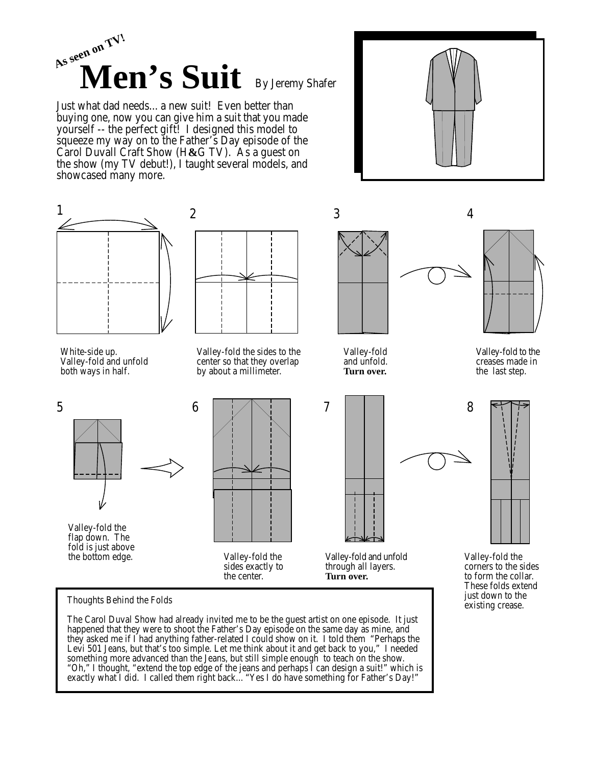*As seen on TV!*

# Men's Suit

By Jeremy Shafer

Just what dad needs... a new suit! Even better than buying one, now you can give him a suit that you made yourself -- the perfect gift! I designed this model to squeeze my way on to the Father's Day episode of the Carol Duvall Craft Show (H&G TV). As a guest on the show (my TV debut!), I taught several models, and showcased many more.

1. White-side up. Valley-fold and unfold both ways in half.

2. Valley-fold the sides to the center so that they overlap by about a millimeter.

3. Valley-fold and unfold. **Turn over.**

4. Valley-fold to the creases made in the last step.

5. Valley-fold the flap down. The fold is just above the bottom edge.

6. Valley-fold the sides exactly to the center.

7. Valley-fold and unfold through all layers. **Turn over.**

8. Valley-fold the corners to the sides to form the collar. These folds extend just down to the existing crease.

### Thoughts Behind the Folds

The Carol Duval Show had already invited me to be the guest artist on one episode. It just happened that they were to shoot the Father's Day episode on the same day as mine, and they asked me if I had anything father-related I could show on it. I told them "Perhaps the Levi 501 Jeans, but that's too simple. Let me think about it and get back to you," I needed something more advanced than the Jeans, but still simple enough to teach on the show. "Oh," I thought, "extend the top edge of the jeans and perhaps I can design a suit!" which is exactly what I did. I called them right back... "Yes I do have something for Father's Day!"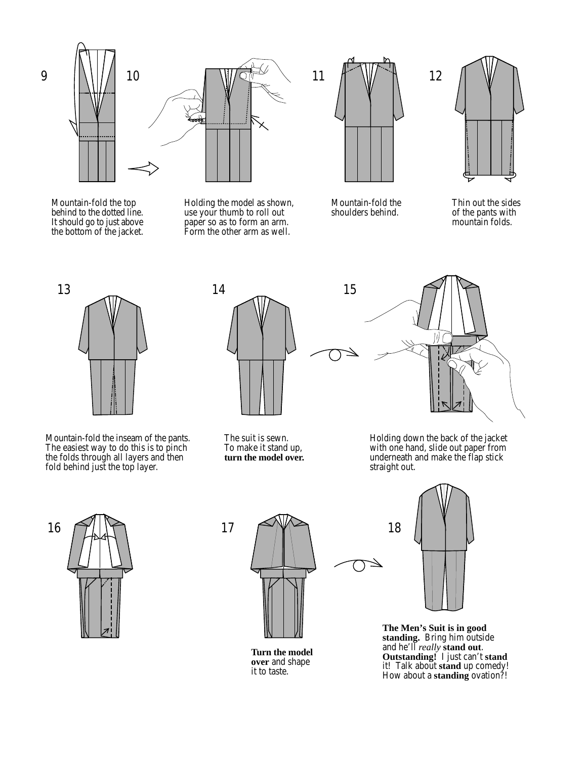9

Mountain-fold the top behind to the dotted line. It should go to just above the bottom of the jacket.

10

Holding the model as shown, use your thumb to roll out paper so as to form an arm. Form the other arm as well.

11

Mountain-fold the shoulders behind.

12

Thin out the sides of the pants with mountain folds.

13

Mountain-fold the inseam of the pants. The easiest way to do this is to pinch the folds through all layers and then fold behind just the top layer.

14

The suit is sewn. To make it stand up, **turn the model over.**

15

Holding down the back of the jacket with one hand, slide out paper from underneath and make the flap stick straight out.

16

17

**Turn the model over** and shape it to taste.

18

**The Men's Suit is in good standing.** Bring him outside and he'll *really* **stand out**. **Outstanding!** I just can't **stand** it! Talk about **stand** up comedy! How about a **standing** ovation?!